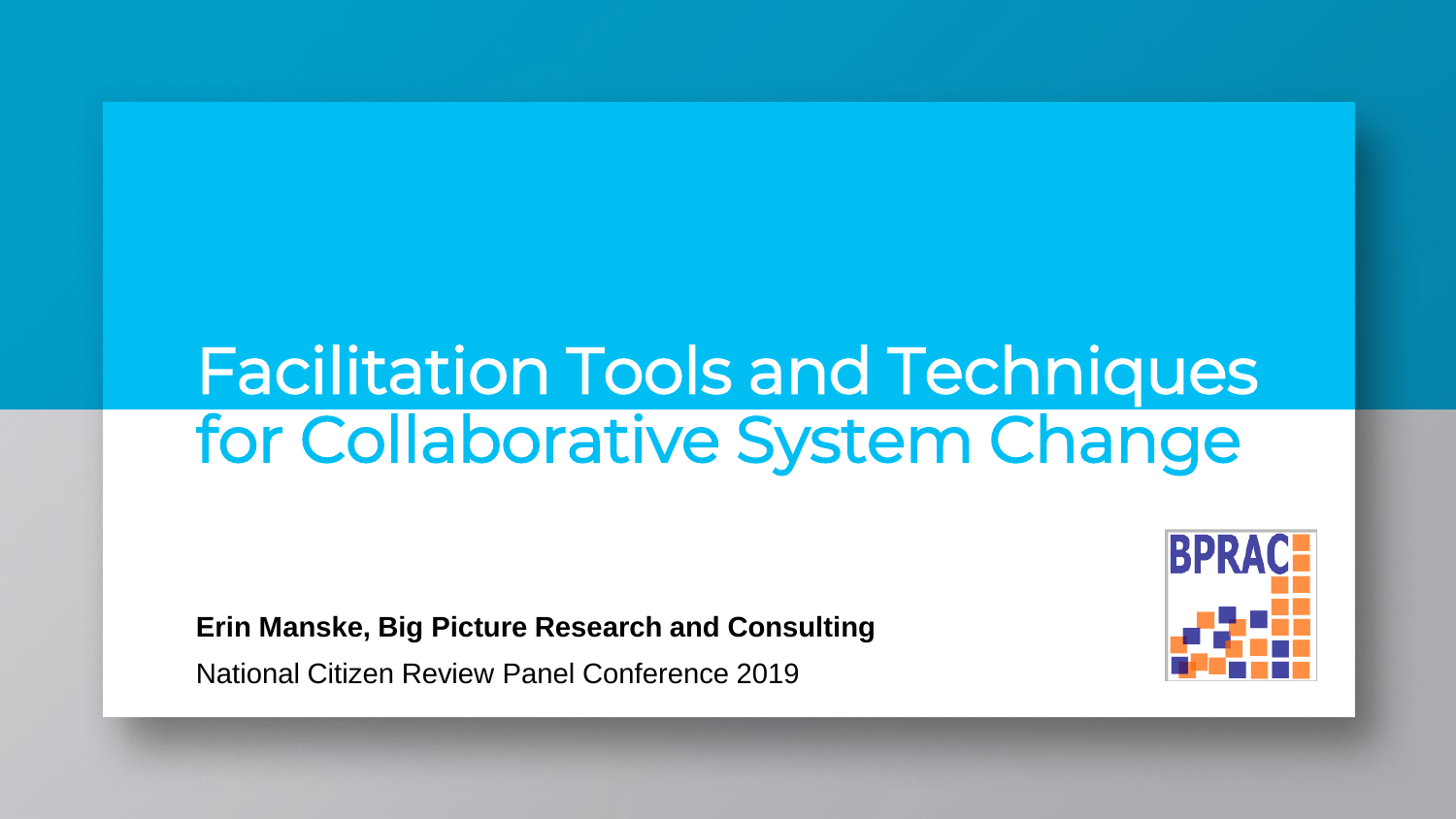# Facilitation Tools and Techniques for Collaborative System Change

**Erin Manske, Big Picture Research and Consulting**

National Citizen Review Panel Conference 2019

BPRAC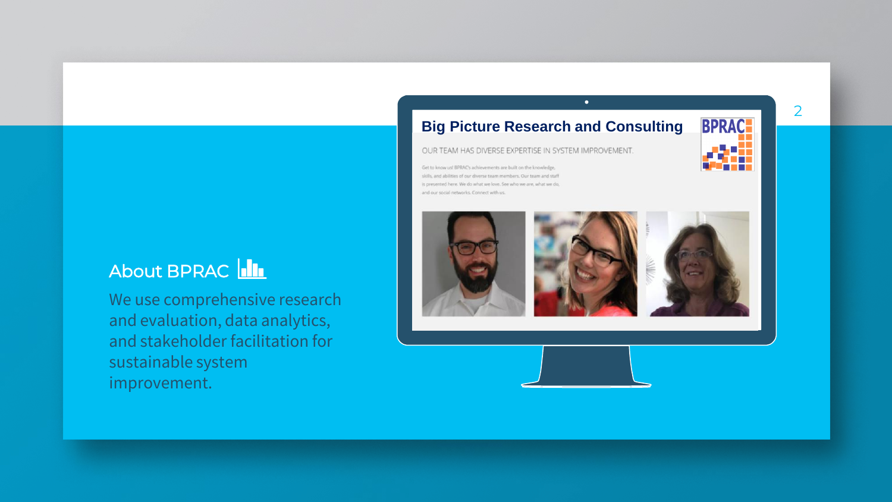## About BPRAC

We use comprehensive research and evaluation, data analytics, and stakeholder facilitation for sustainable system improvement.

### Big Picture Research and Consulting

OUR TEAM HAS DIVERSE EXPERTISE IN SYSTEM IMPROVEMENT.

Get to know us! BPRAC's achievements are built on the knowledge, skills, and abilities of our diverse team members. Our team and staff is presented here. We do what we love. See who we are, what we do, and our social networks. Connect with us.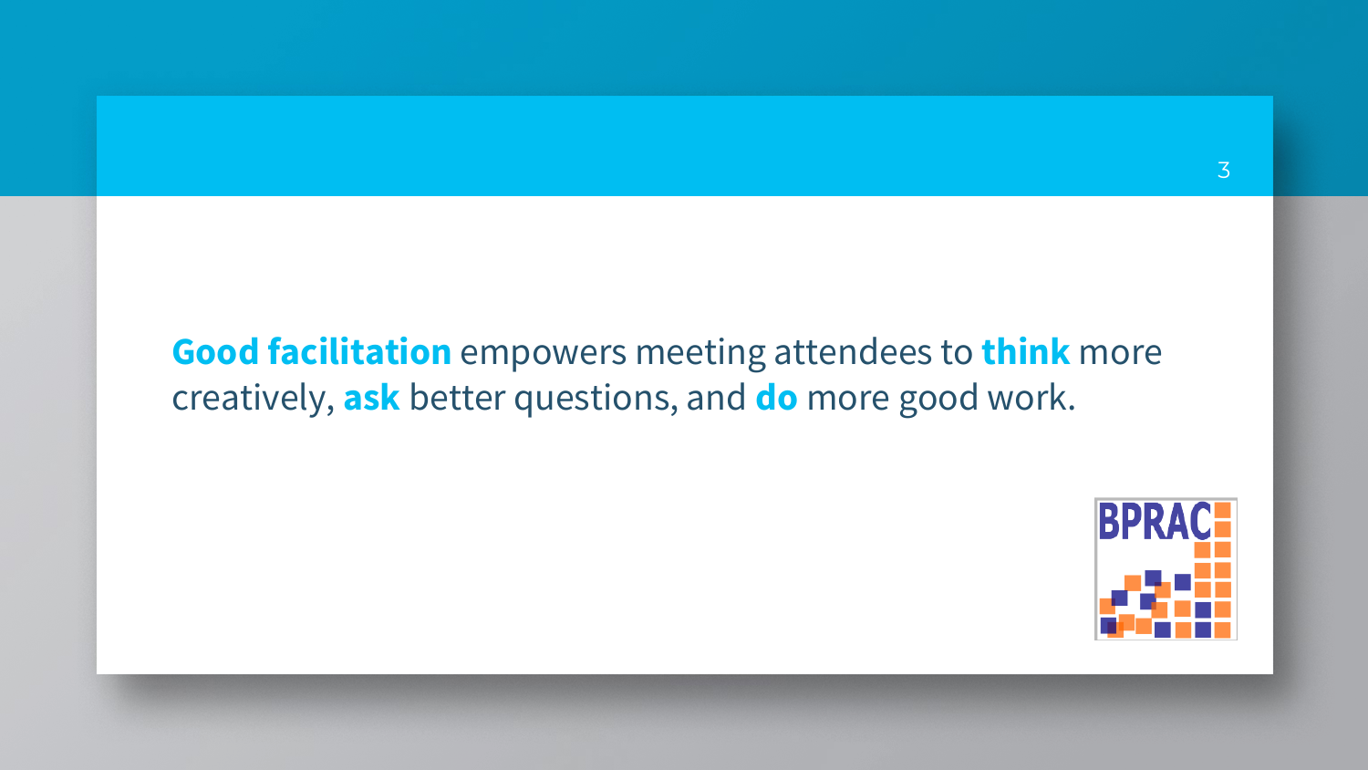**Good facilitation** empowers meeting attendees to **think** more creatively, **ask** better questions, and **do** more good work.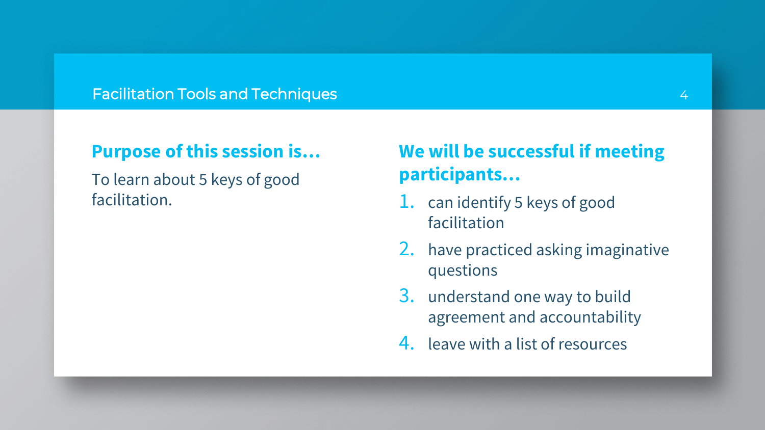# Facilitation Tools and Techniques

## Purpose of this session is…

To learn about 5 keys of good facilitation.

## We will be successful if meeting participants…

1. can identify 5 keys of good facilitation
2. have practiced asking imaginative questions
3. understand one way to build agreement and accountability
4. leave with a list of resources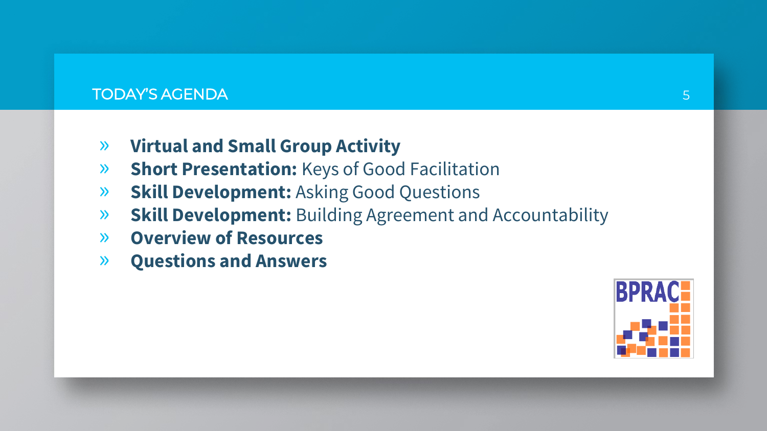# TODAY'S AGENDA

- **Virtual and Small Group Activity**
- **Short Presentation:** Keys of Good Facilitation
- **Skill Development:** Asking Good Questions
- **Skill Development:** Building Agreement and Accountability
- **Overview of Resources**
- **Questions and Answers**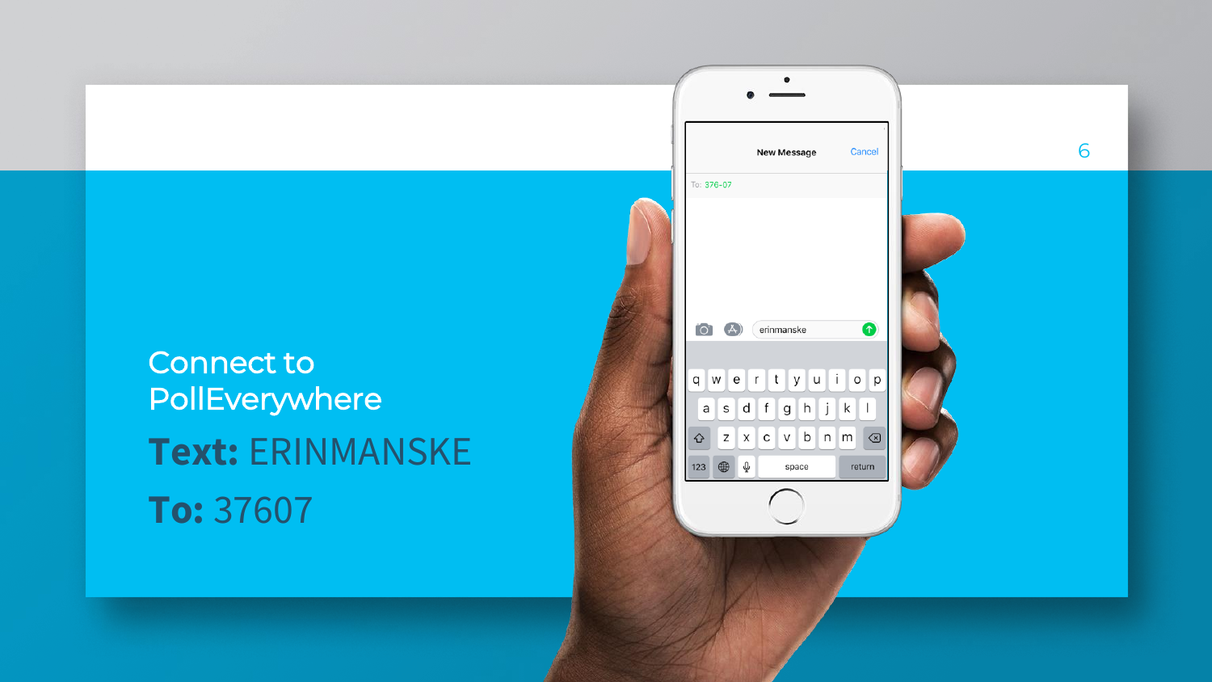# Connect to PollEverywhere

**Text:** ERINMANSKE

**To:** 37607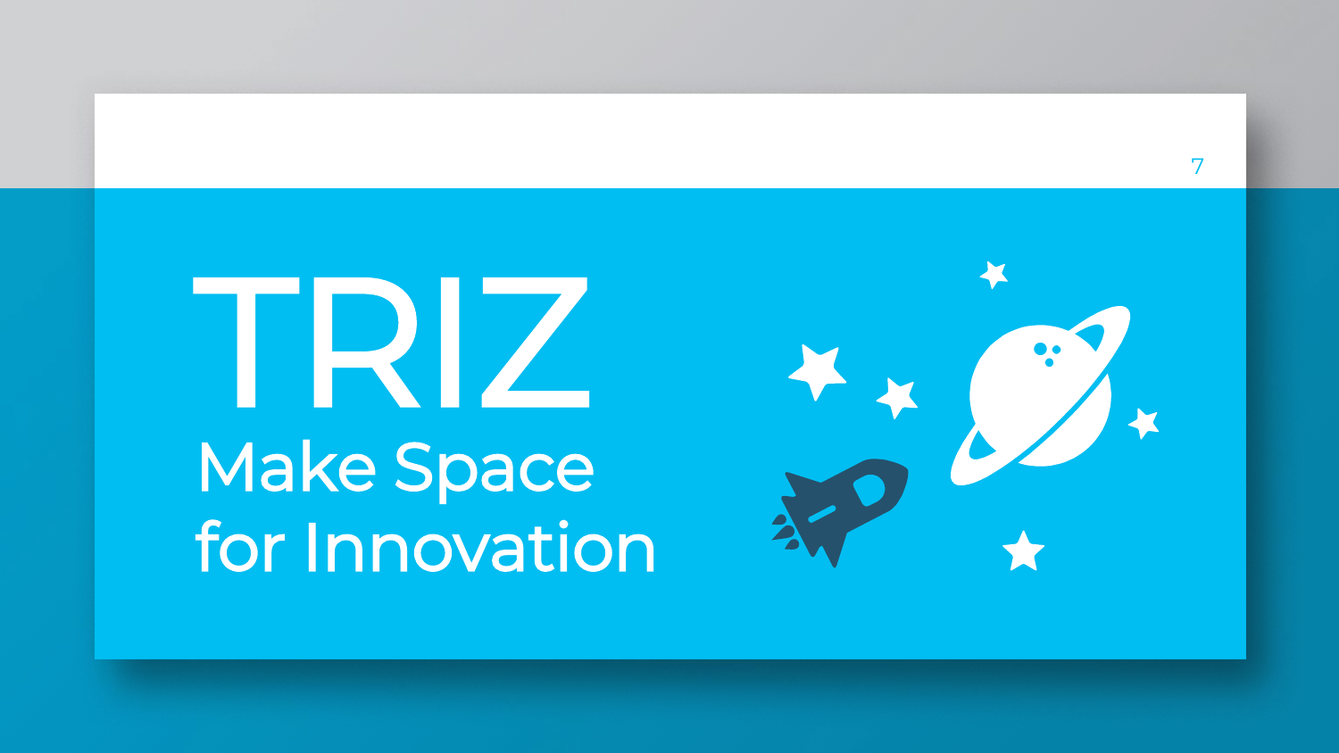# TRIZ

## Make Space for Innovation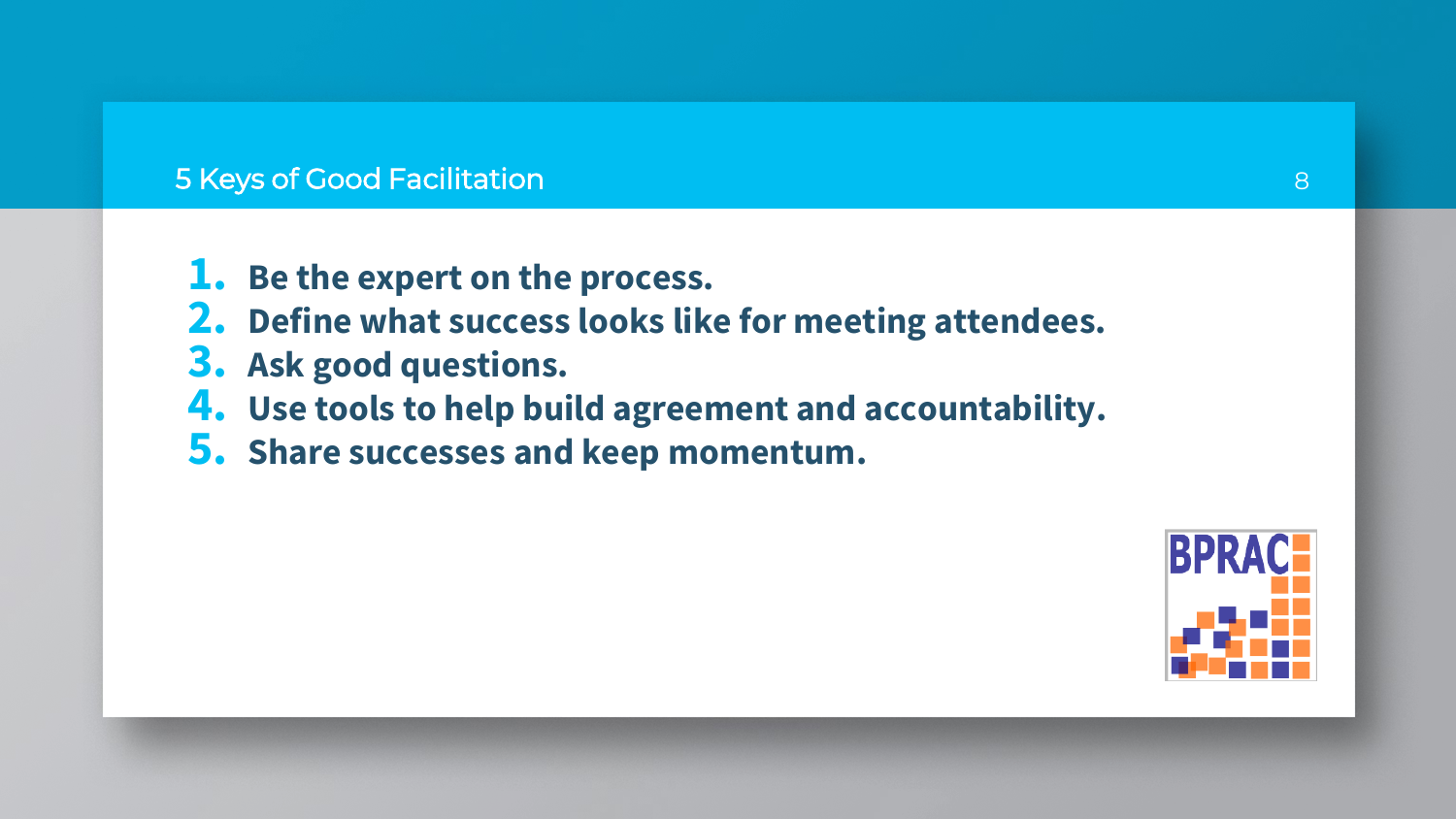# 5 Keys of Good Facilitation

1. **Be the expert on the process.**
2. **Define what success looks like for meeting attendees.**
3. **Ask good questions.**
4. **Use tools to help build agreement and accountability.**
5. **Share successes and keep momentum.**

BPRAC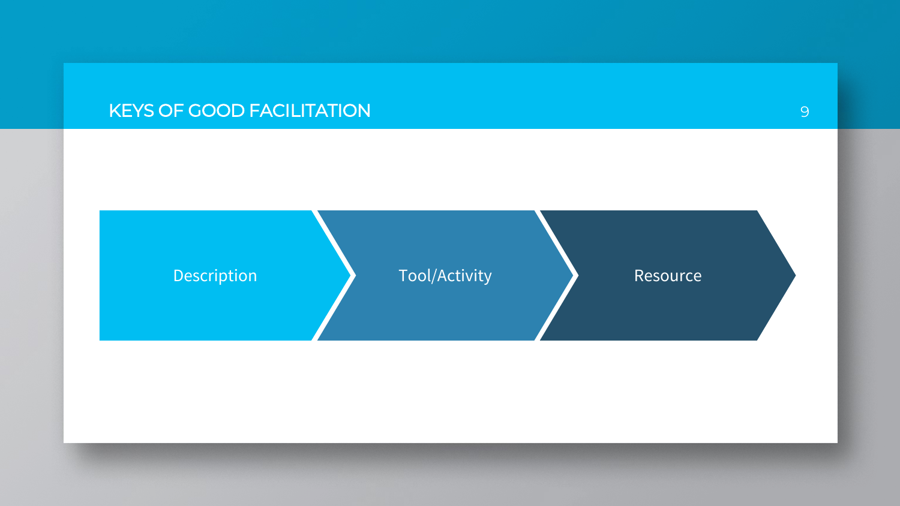# KEYS OF GOOD FACILITATION

Description → Tool/Activity → Resource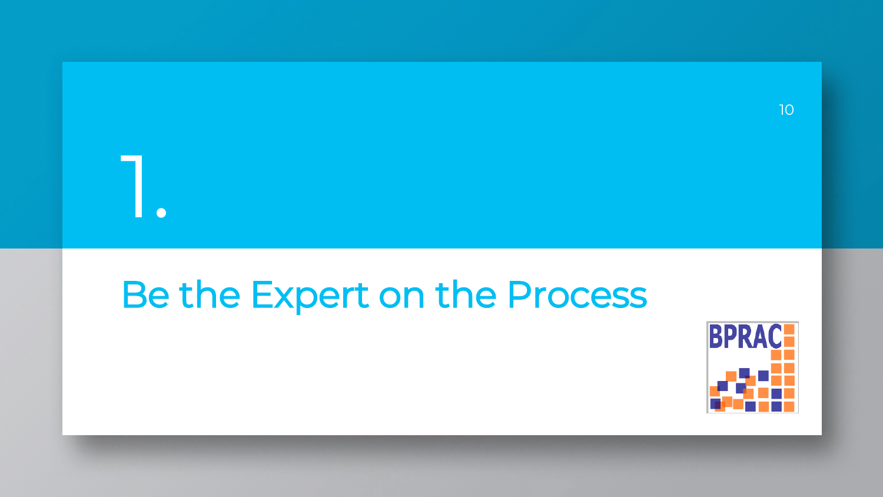# 1.

## Be the Expert on the Process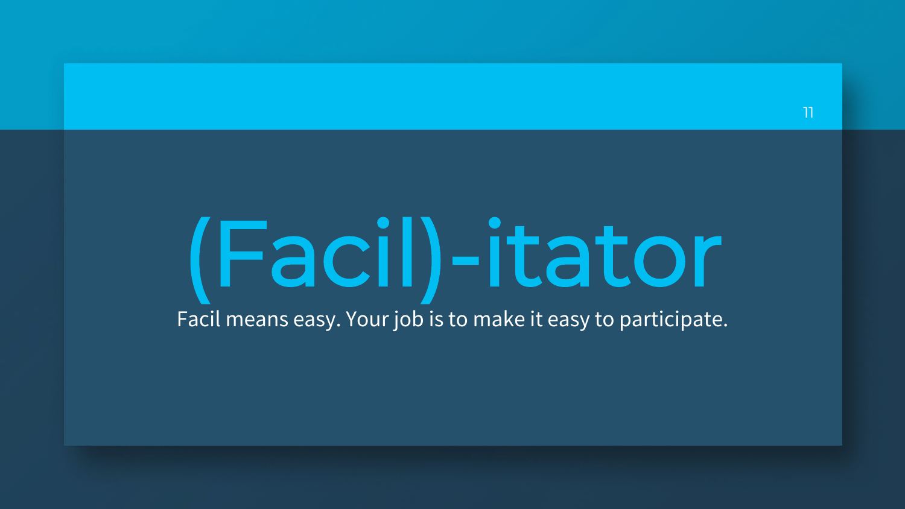# (Facil)-itator

Facil means easy. Your job is to make it easy to participate.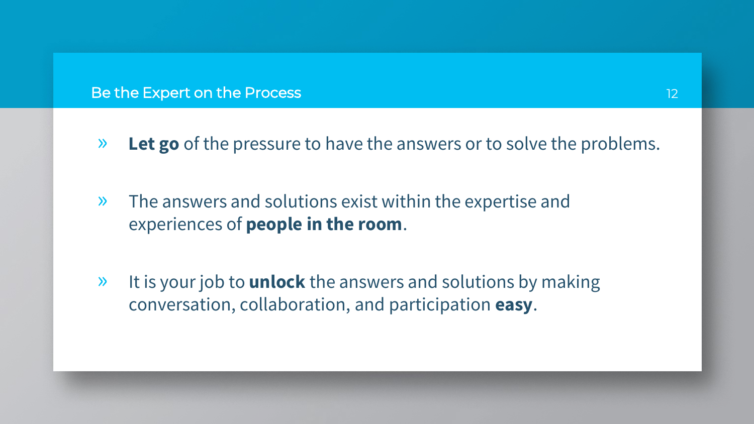## Be the Expert on the Process

- **Let go** of the pressure to have the answers or to solve the problems.

- The answers and solutions exist within the expertise and experiences of **people in the room**.

- It is your job to **unlock** the answers and solutions by making conversation, collaboration, and participation **easy**.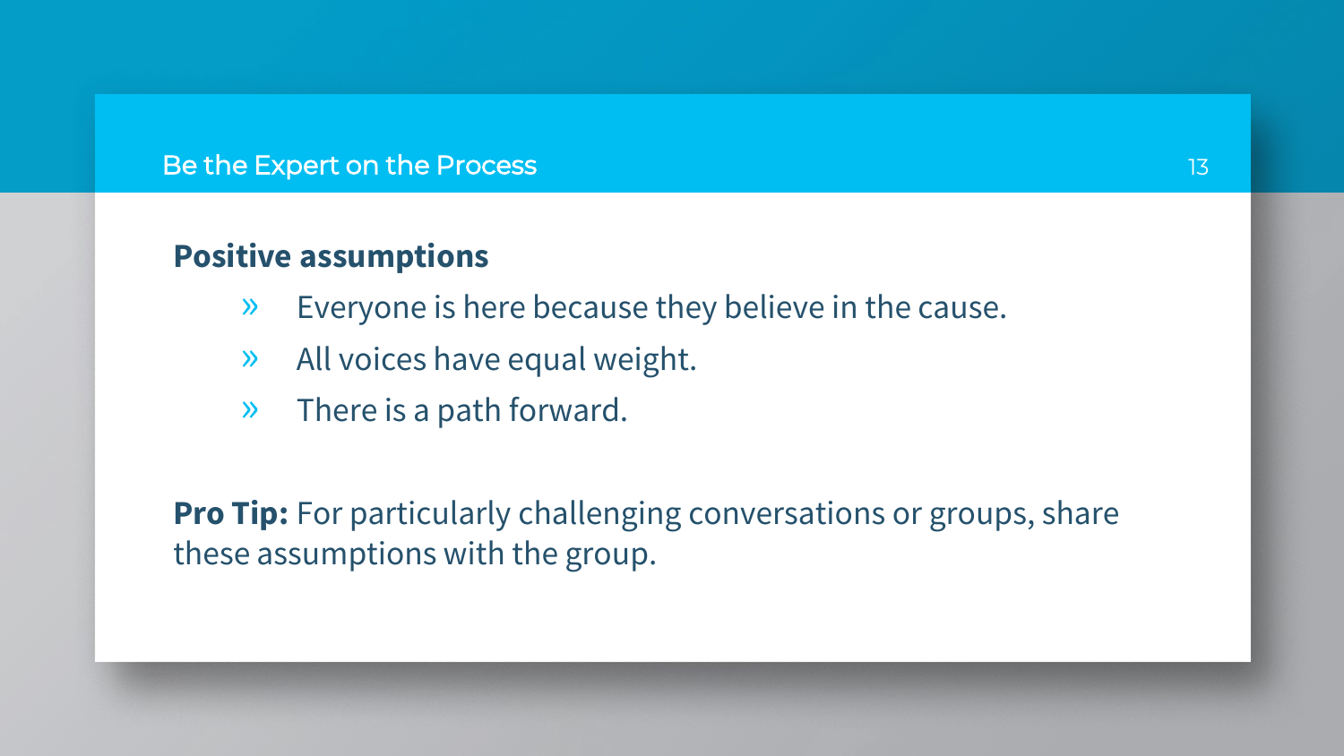## Be the Expert on the Process

**Positive assumptions**

- Everyone is here because they believe in the cause.
- All voices have equal weight.
- There is a path forward.

**Pro Tip:** For particularly challenging conversations or groups, share these assumptions with the group.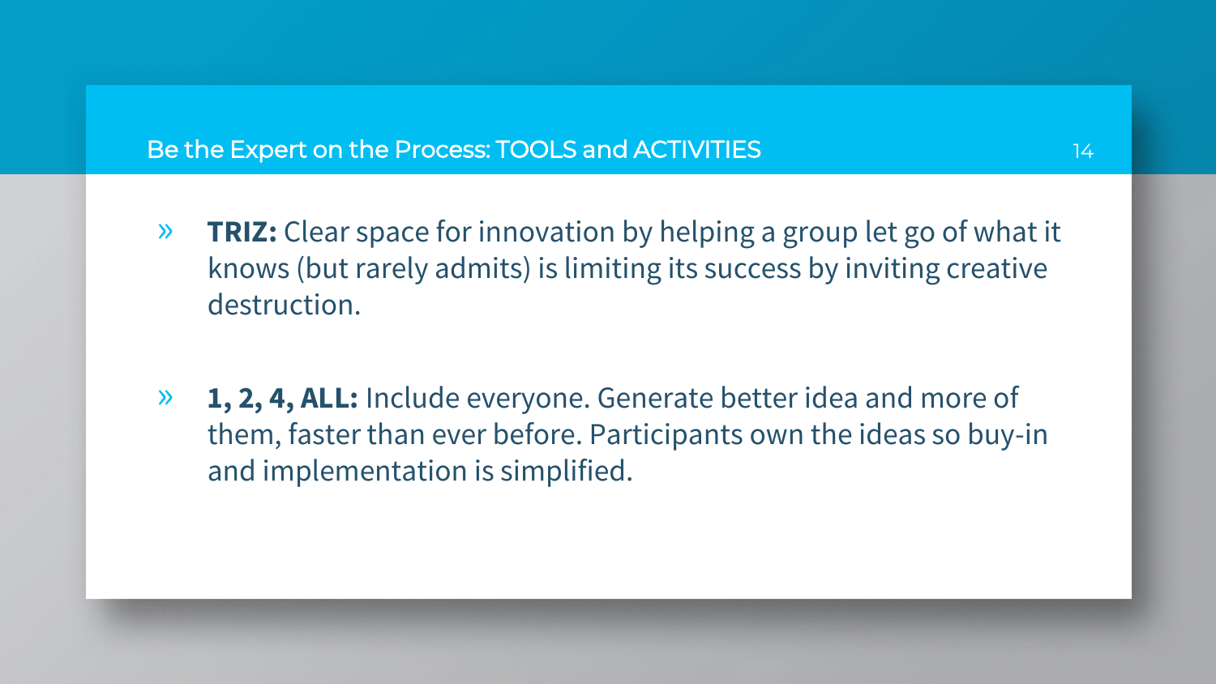## Be the Expert on the Process: TOOLS and ACTIVITIES

- **TRIZ:** Clear space for innovation by helping a group let go of what it knows (but rarely admits) is limiting its success by inviting creative destruction.

- **1, 2, 4, ALL:** Include everyone. Generate better idea and more of them, faster than ever before. Participants own the ideas so buy-in and implementation is simplified.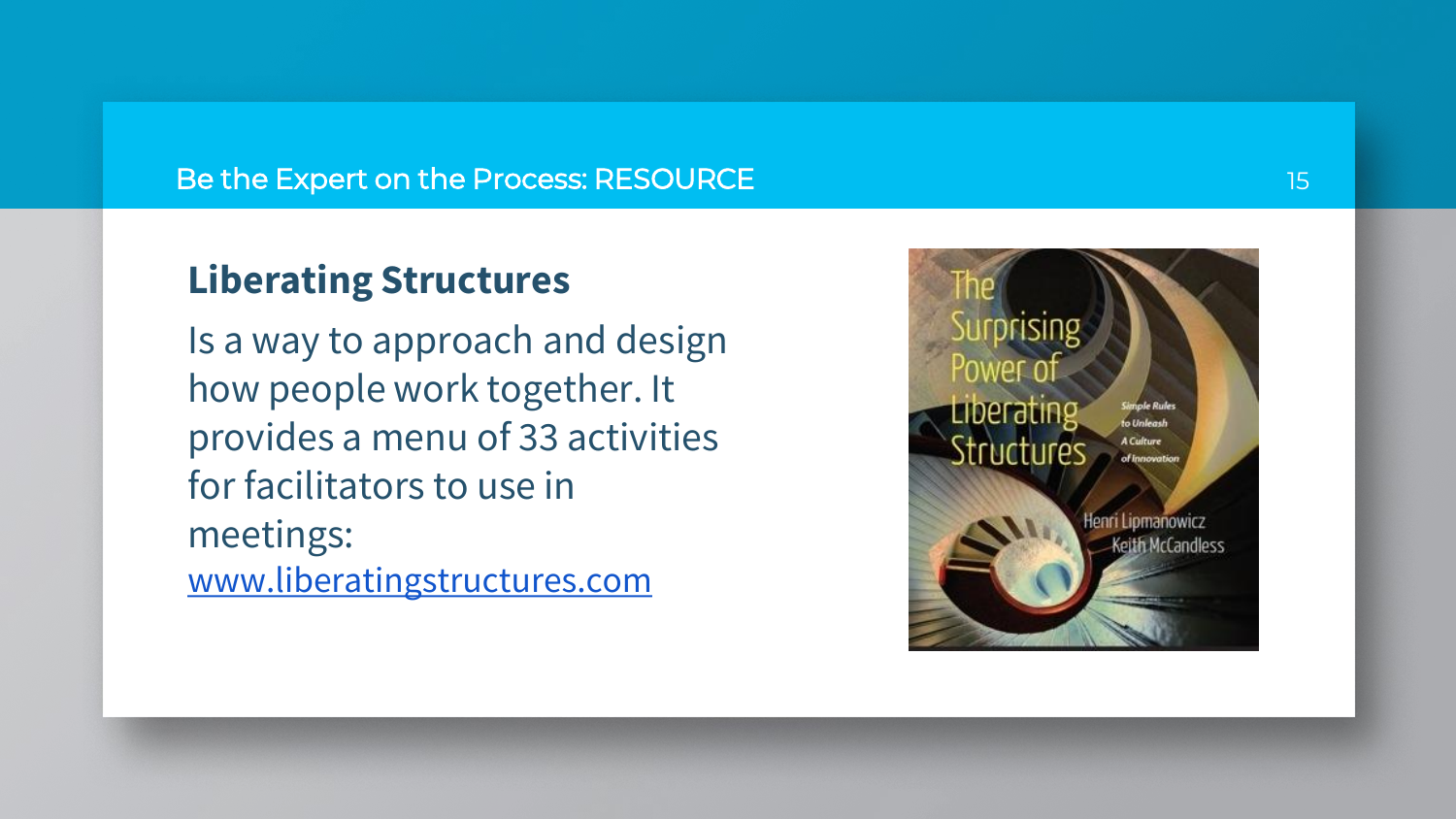## Be the Expert on the Process: RESOURCE

### Liberating Structures

Is a way to approach and design how people work together. It provides a menu of 33 activities for facilitators to use in meetings: [www.liberatingstructures.com](http://www.liberatingstructures.com)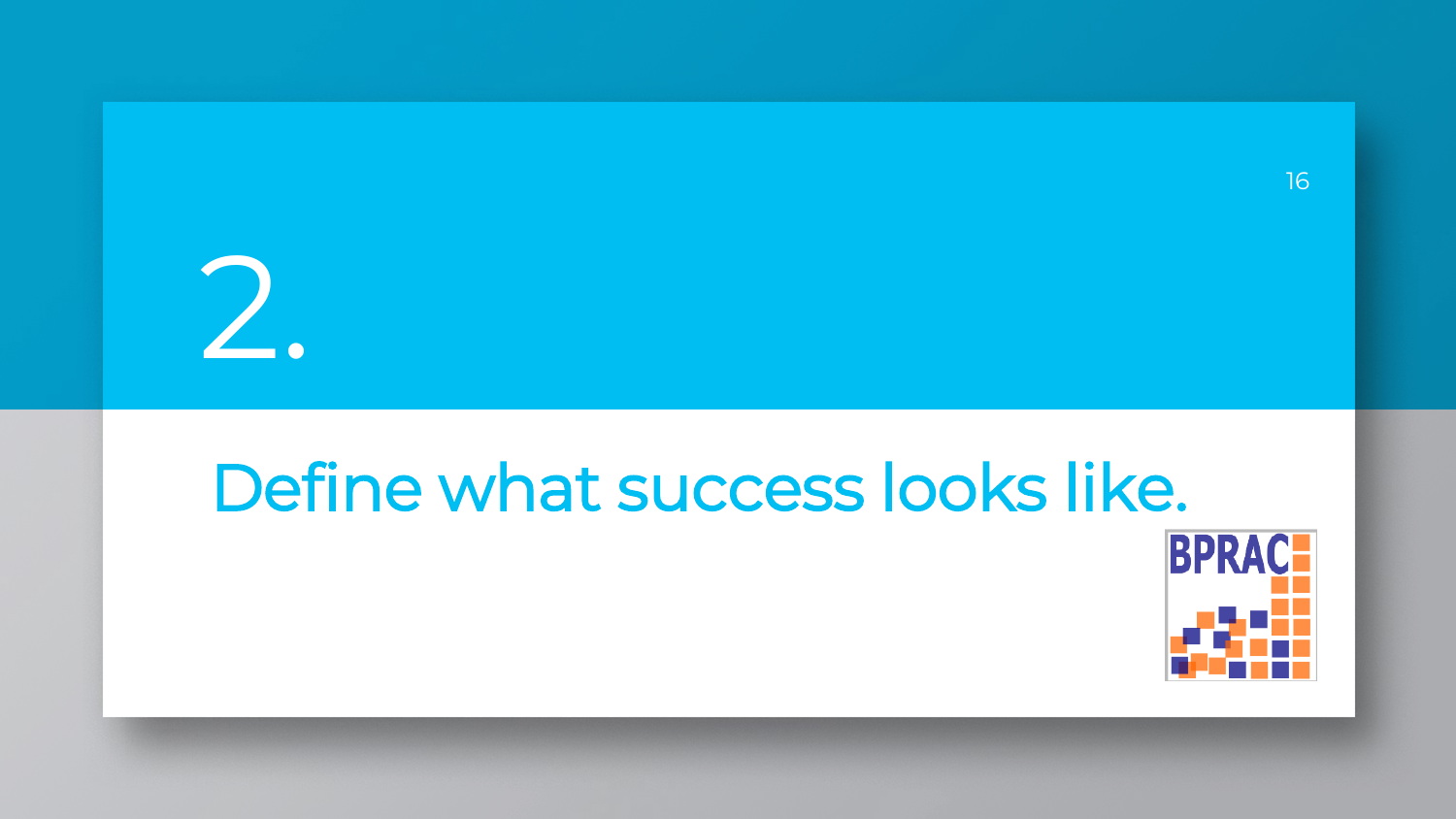# 2.

## Define what success looks like.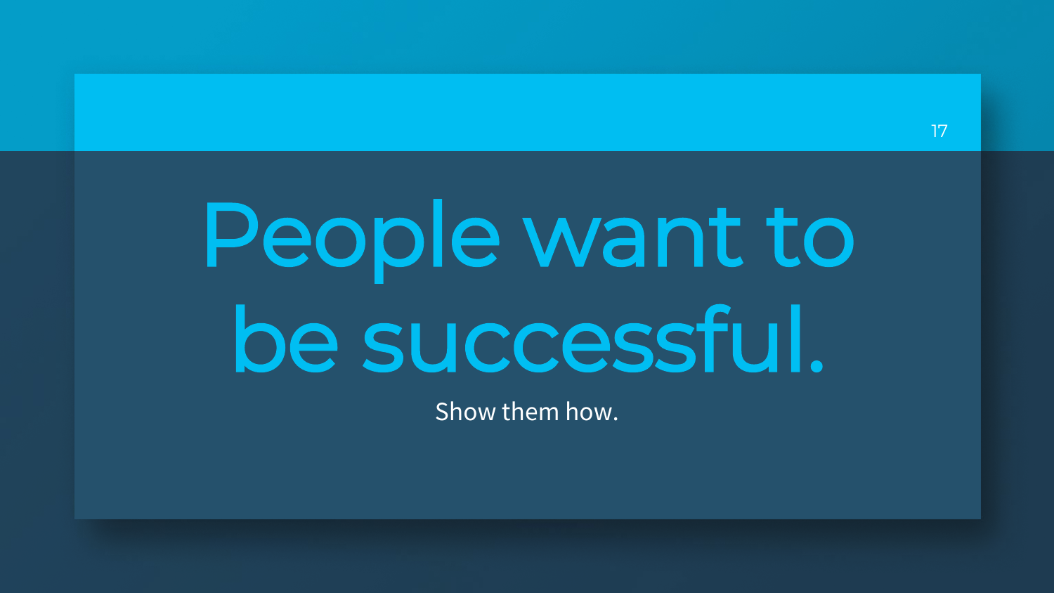# People want to be successful.

Show them how.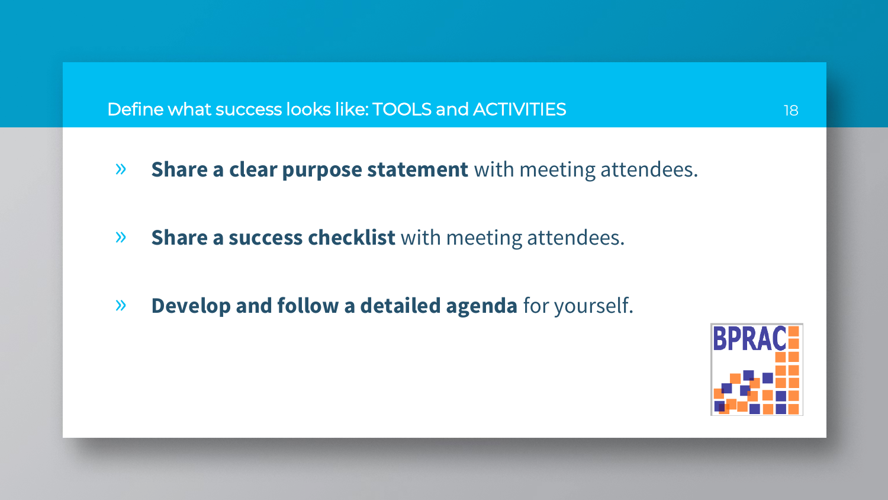## Define what success looks like: TOOLS and ACTIVITIES

- **Share a clear purpose statement** with meeting attendees.
- **Share a success checklist** with meeting attendees.
- **Develop and follow a detailed agenda** for yourself.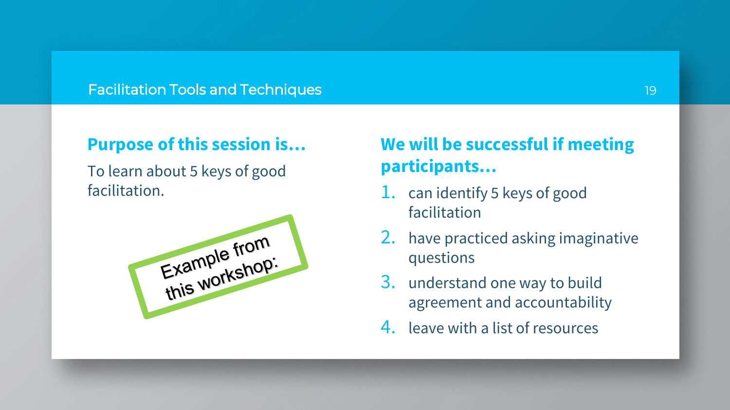# Facilitation Tools and Techniques

## Purpose of this session is…

To learn about 5 keys of good facilitation.

Example from this workshop:

## We will be successful if meeting participants…

1. can identify 5 keys of good facilitation
2. have practiced asking imaginative questions
3. understand one way to build agreement and accountability
4. leave with a list of resources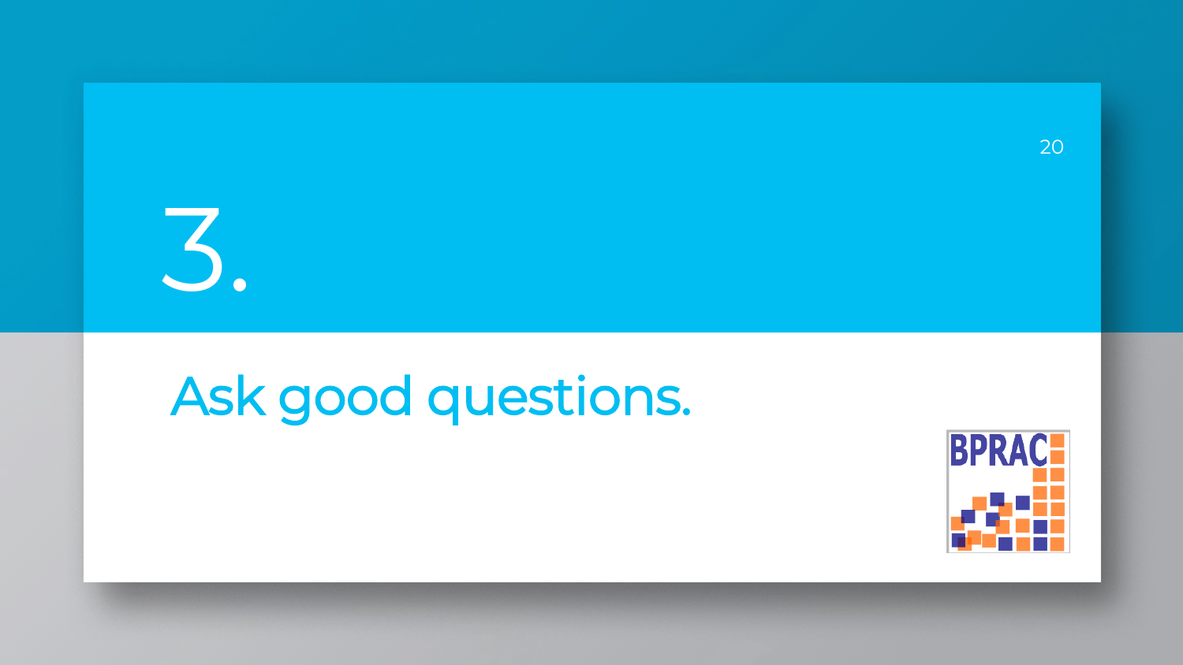# 3.

## Ask good questions.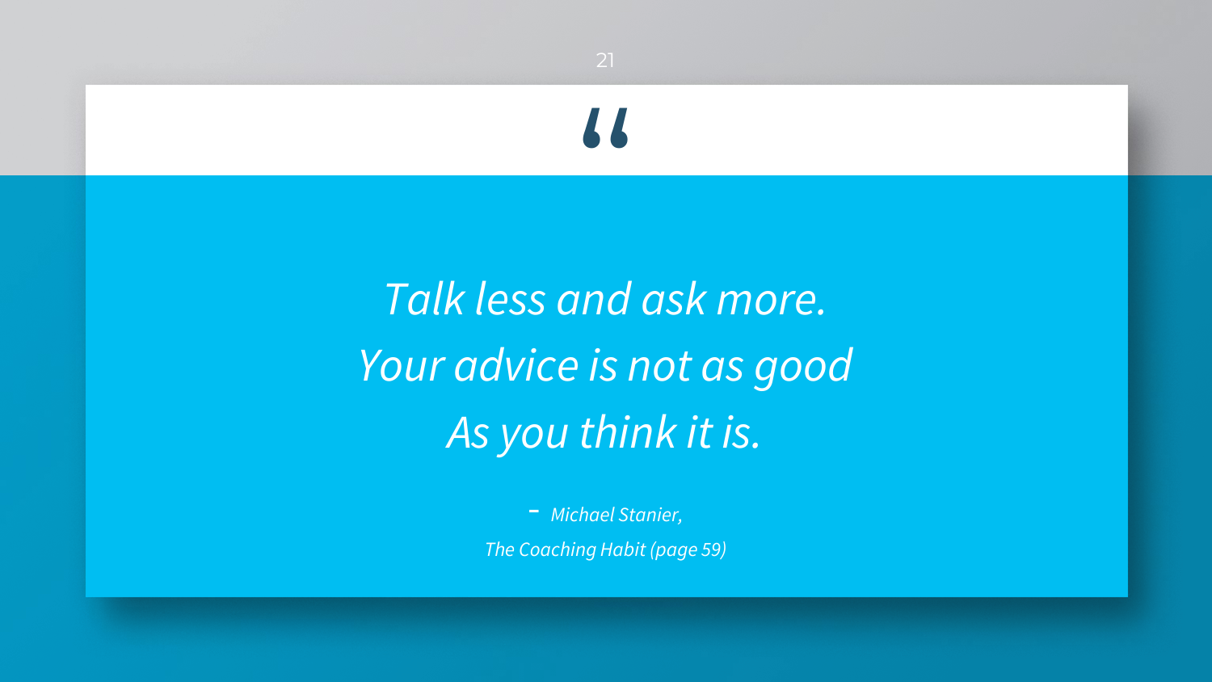> *Talk less and ask more.*
> *Your advice is not as good*
> *As you think it is.*
>
> *- Michael Stanier,*
> *The Coaching Habit (page 59)*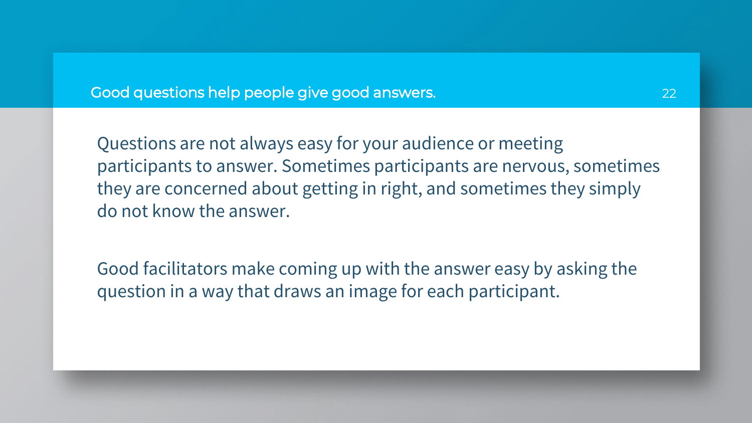## Good questions help people give good answers.

Questions are not always easy for your audience or meeting participants to answer. Sometimes participants are nervous, sometimes they are concerned about getting in right, and sometimes they simply do not know the answer.

Good facilitators make coming up with the answer easy by asking the question in a way that draws an image for each participant.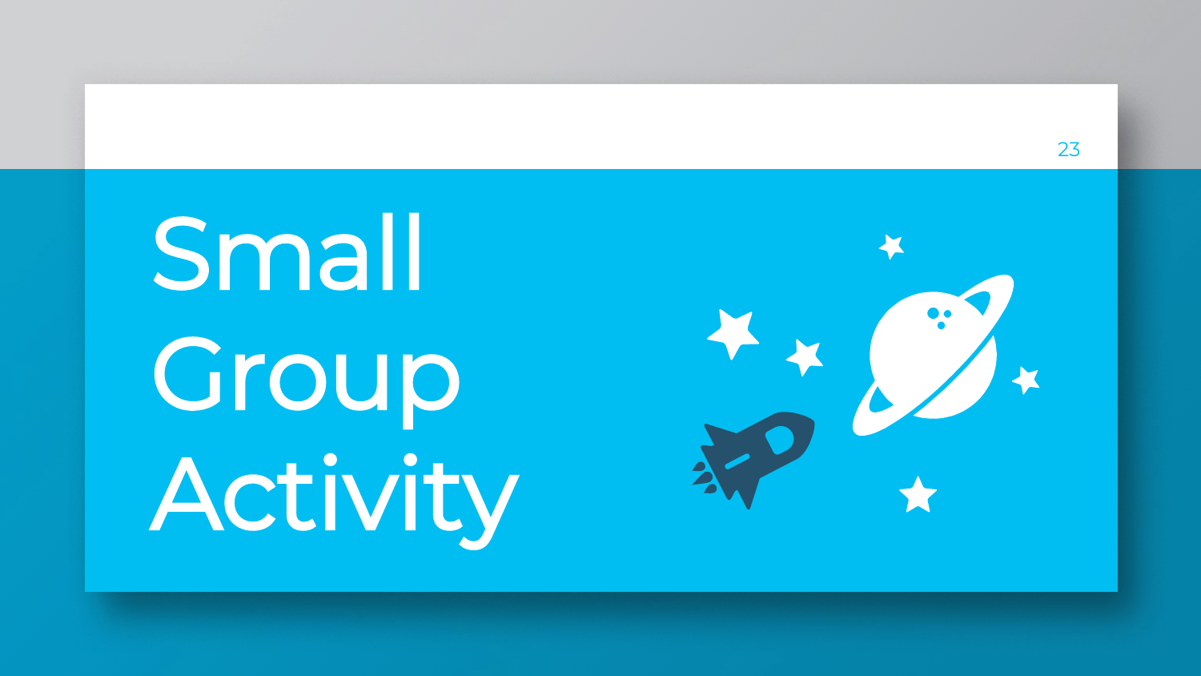# Small Group Activity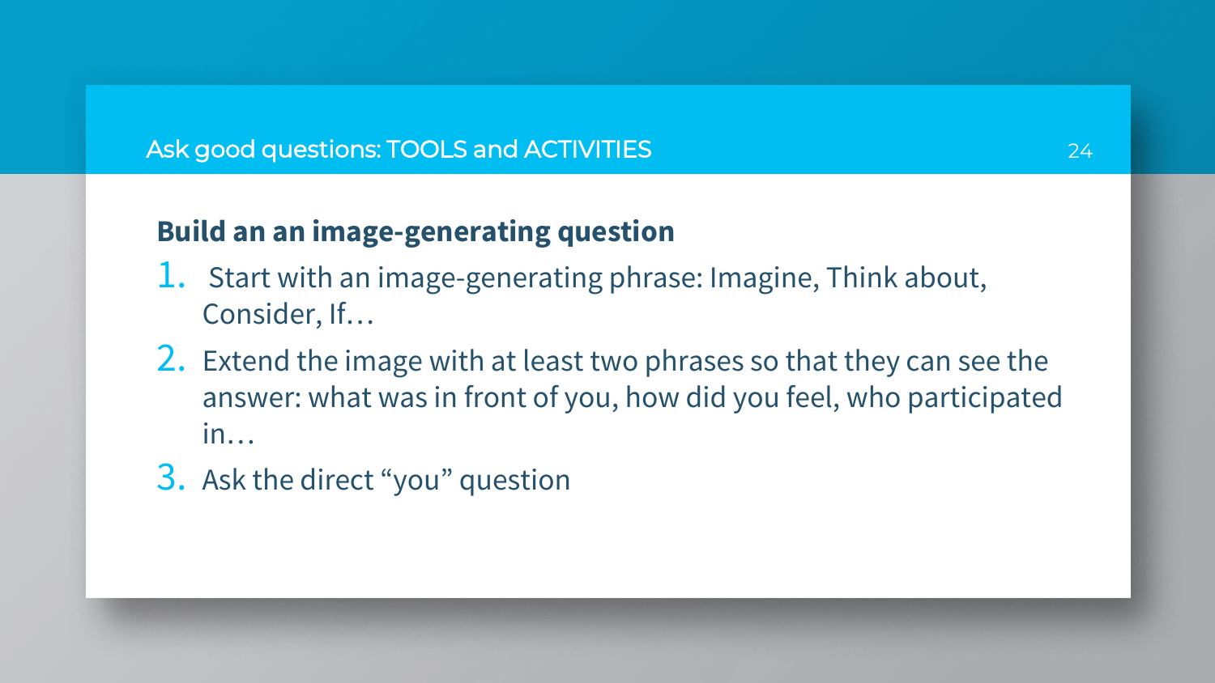## Ask good questions: TOOLS and ACTIVITIES

### Build an an image-generating question

1. Start with an image-generating phrase: Imagine, Think about, Consider, If…
2. Extend the image with at least two phrases so that they can see the answer: what was in front of you, how did you feel, who participated in…
3. Ask the direct "you" question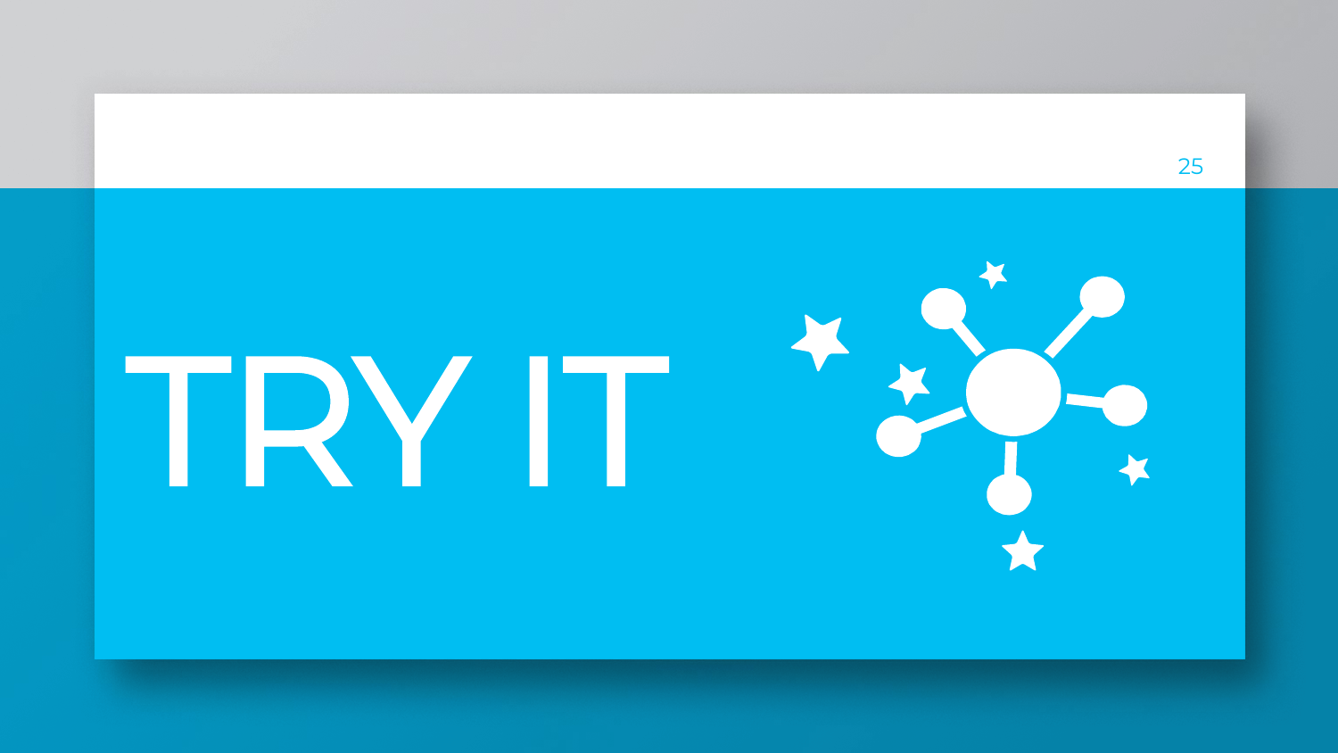# TRY IT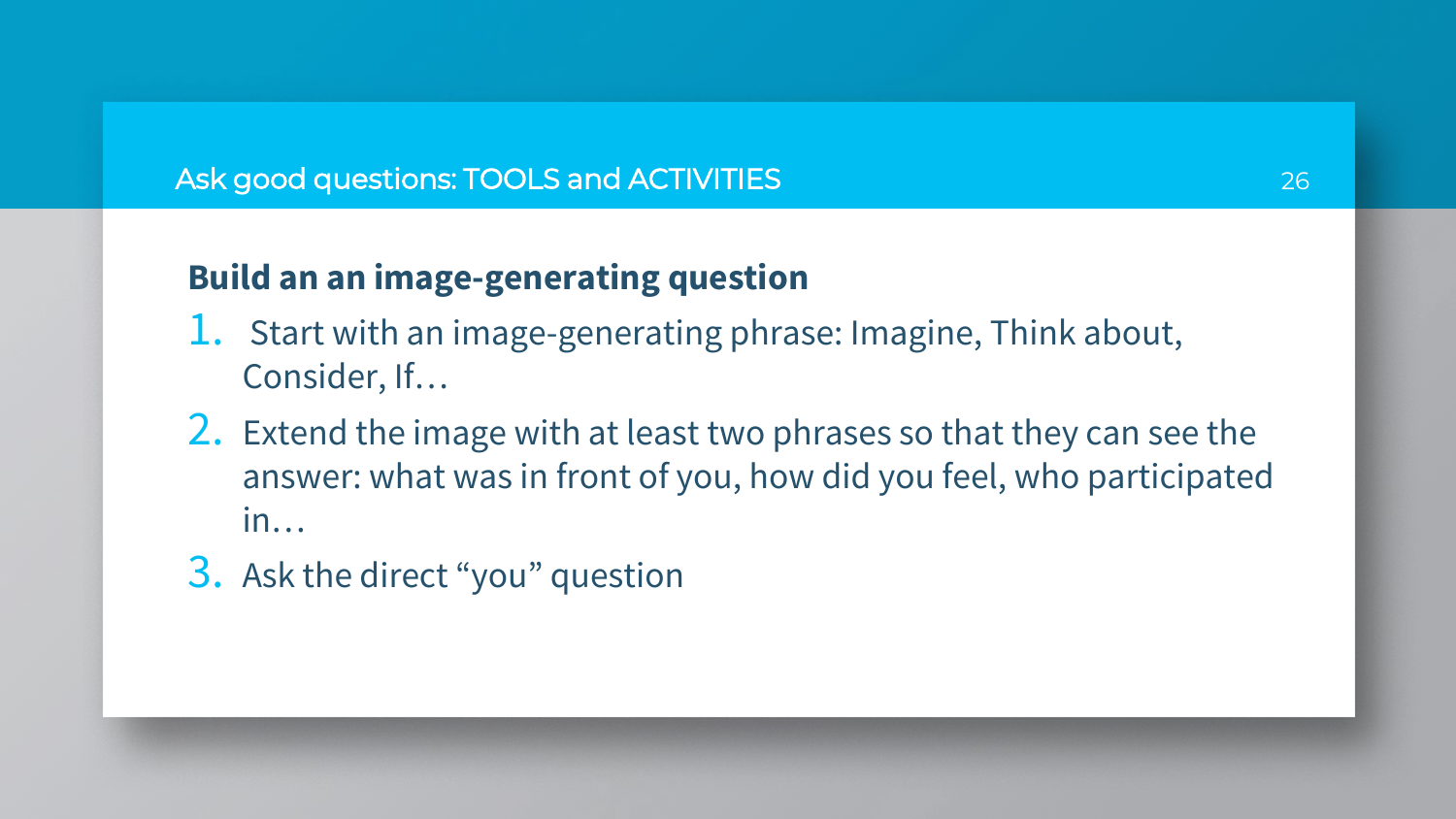## Ask good questions: TOOLS and ACTIVITIES

### Build an an image-generating question

1. Start with an image-generating phrase: Imagine, Think about, Consider, If…
2. Extend the image with at least two phrases so that they can see the answer: what was in front of you, how did you feel, who participated in…
3. Ask the direct "you" question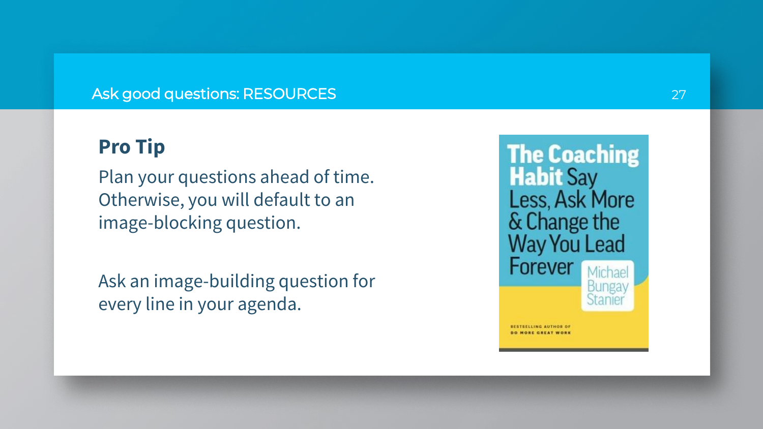Ask good questions: RESOURCES

## Pro Tip

Plan your questions ahead of time. Otherwise, you will default to an image-blocking question.

Ask an image-building question for every line in your agenda.

The Coaching Habit Say Less, Ask More & Change the Way You Lead Forever

Michael Bungay Stanier

BESTSELLING AUTHOR OF DO MORE GREAT WORK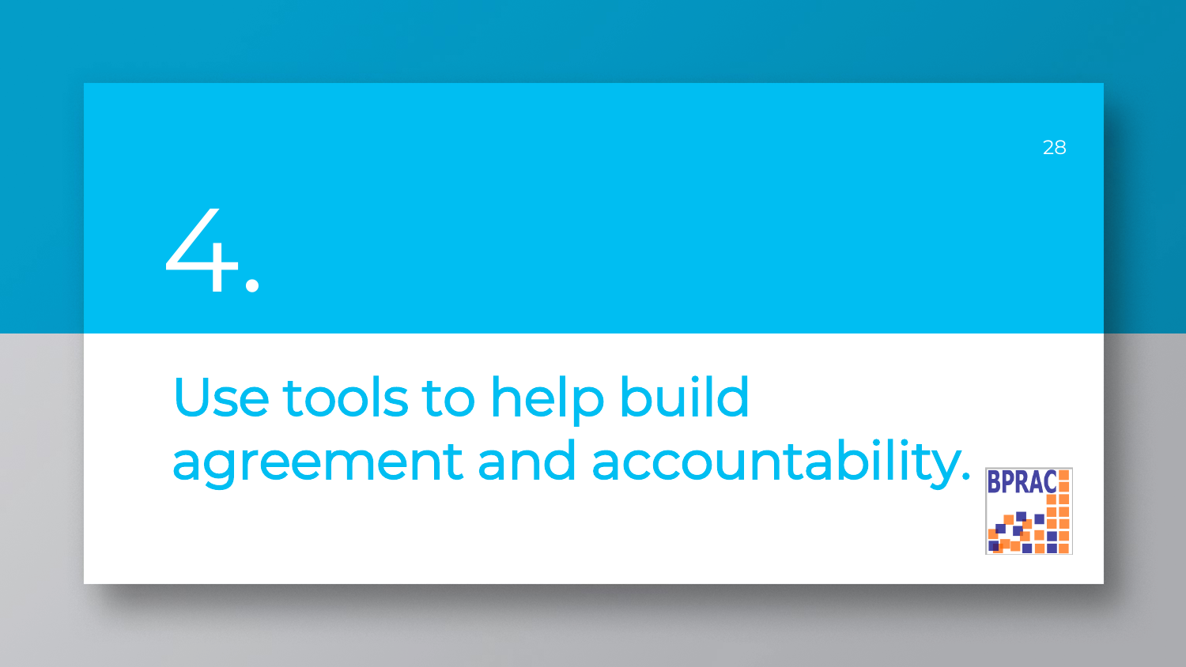# 4.

## Use tools to help build agreement and accountability.

BPRAC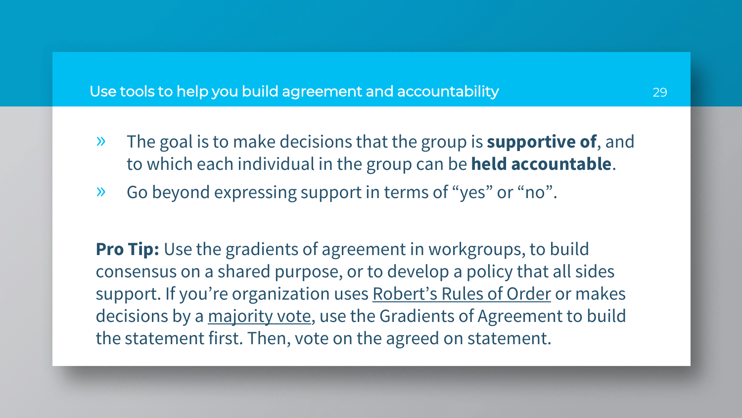## Use tools to help you build agreement and accountability

- The goal is to make decisions that the group is **supportive of**, and to which each individual in the group can be **held accountable**.
- Go beyond expressing support in terms of "yes" or "no".

**Pro Tip:** Use the gradients of agreement in workgroups, to build consensus on a shared purpose, or to develop a policy that all sides support. If you're organization uses Robert's Rules of Order or makes decisions by a majority vote, use the Gradients of Agreement to build the statement first. Then, vote on the agreed on statement.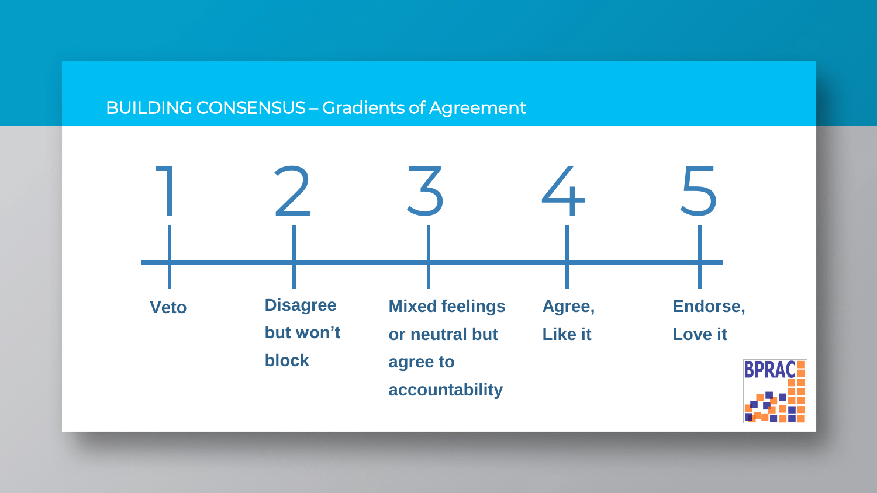## BUILDING CONSENSUS – Gradients of Agreement

| 1 | 2 | 3 | 4 | 5 |
|---|---|---|---|---|
| **Veto** | **Disagree but won't block** | **Mixed feelings or neutral but agree to accountability** | **Agree, Like it** | **Endorse, Love it** |

BPRAC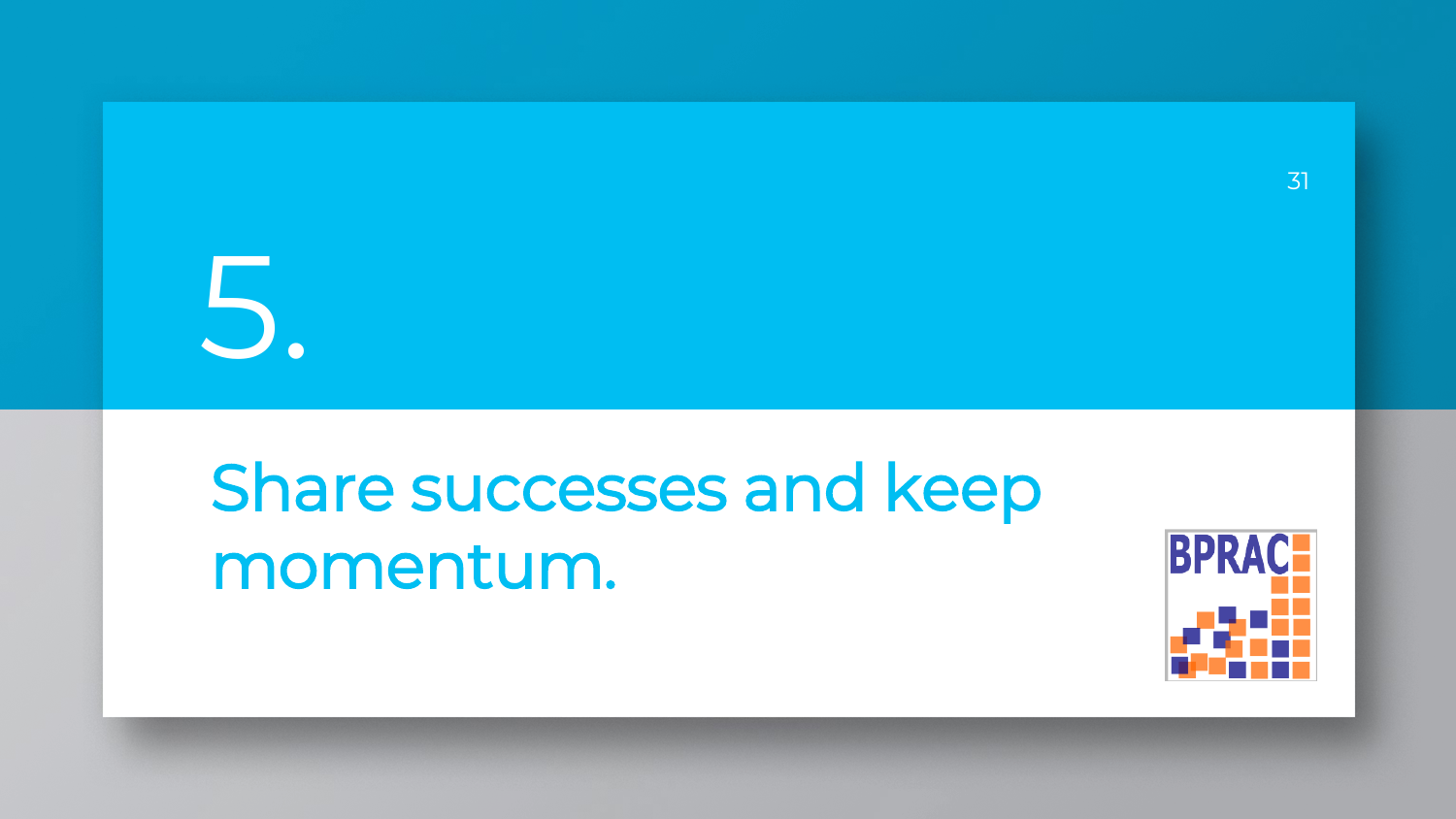# 5.

## Share successes and keep momentum.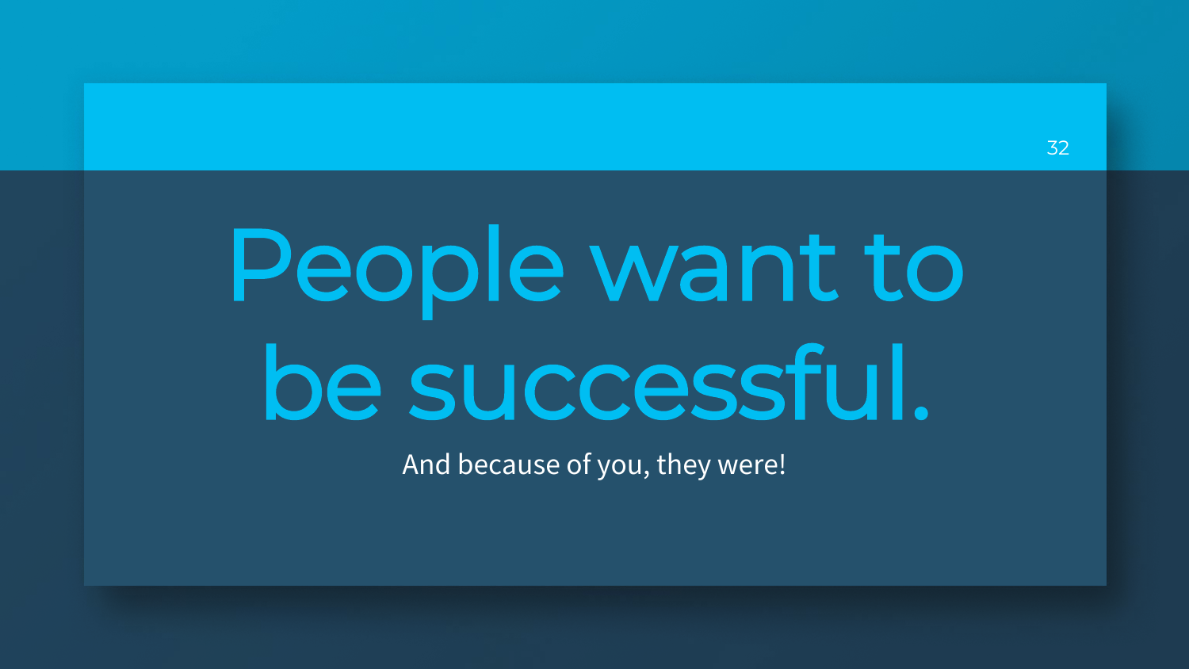# People want to be successful.

And because of you, they were!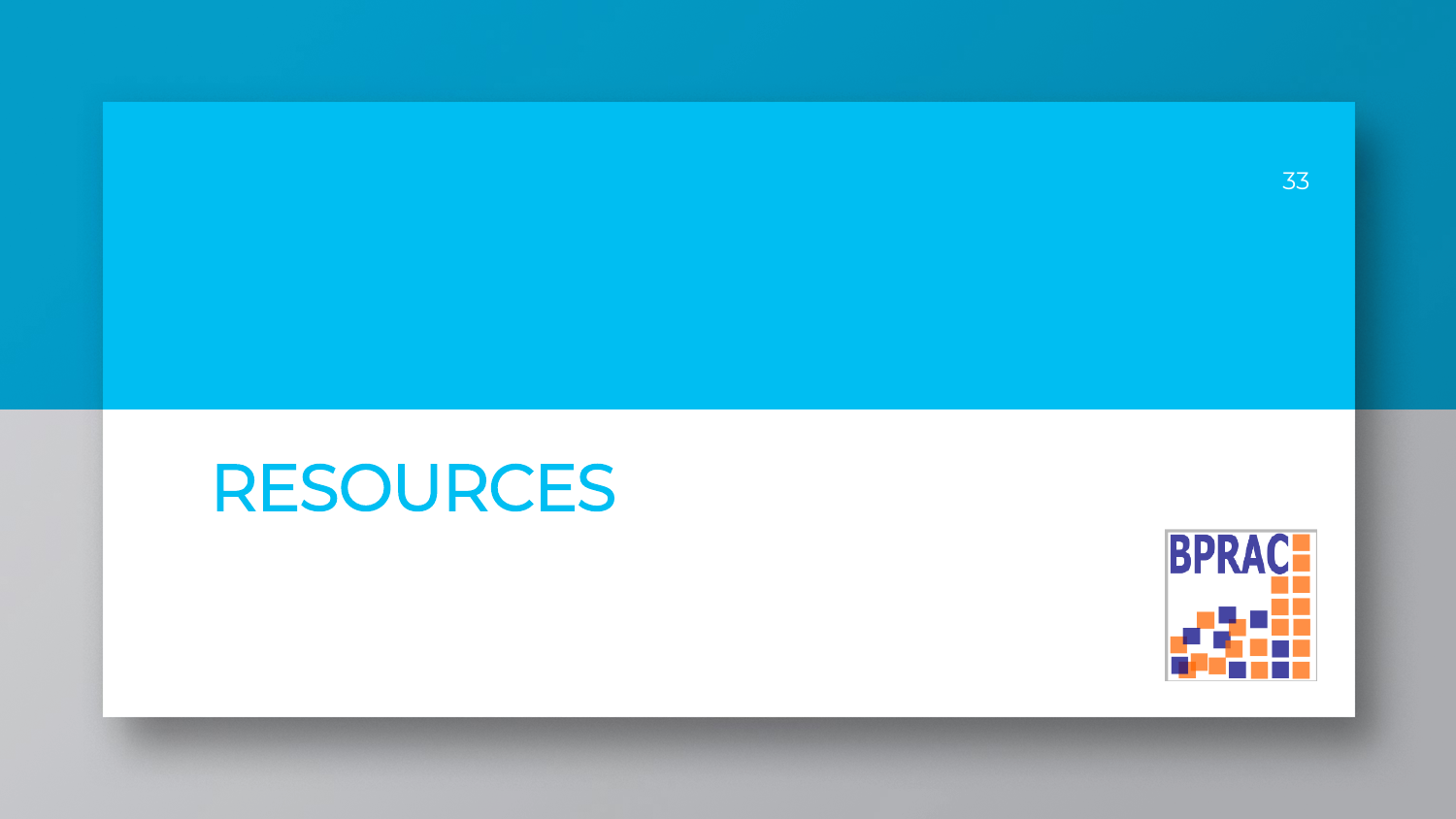# RESOURCES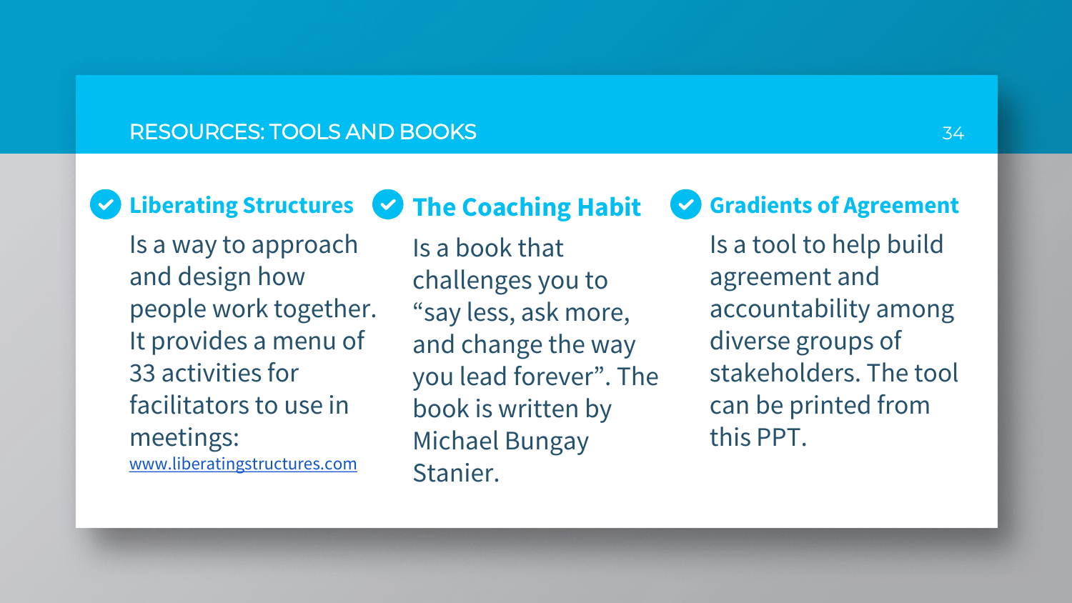# RESOURCES: TOOLS AND BOOKS

### Liberating Structures

Is a way to approach and design how people work together. It provides a menu of 33 activities for facilitators to use in meetings: www.liberatingstructures.com

### The Coaching Habit

Is a book that challenges you to “say less, ask more, and change the way you lead forever”. The book is written by Michael Bungay Stanier.

### Gradients of Agreement

Is a tool to help build agreement and accountability among diverse groups of stakeholders. The tool can be printed from this PPT.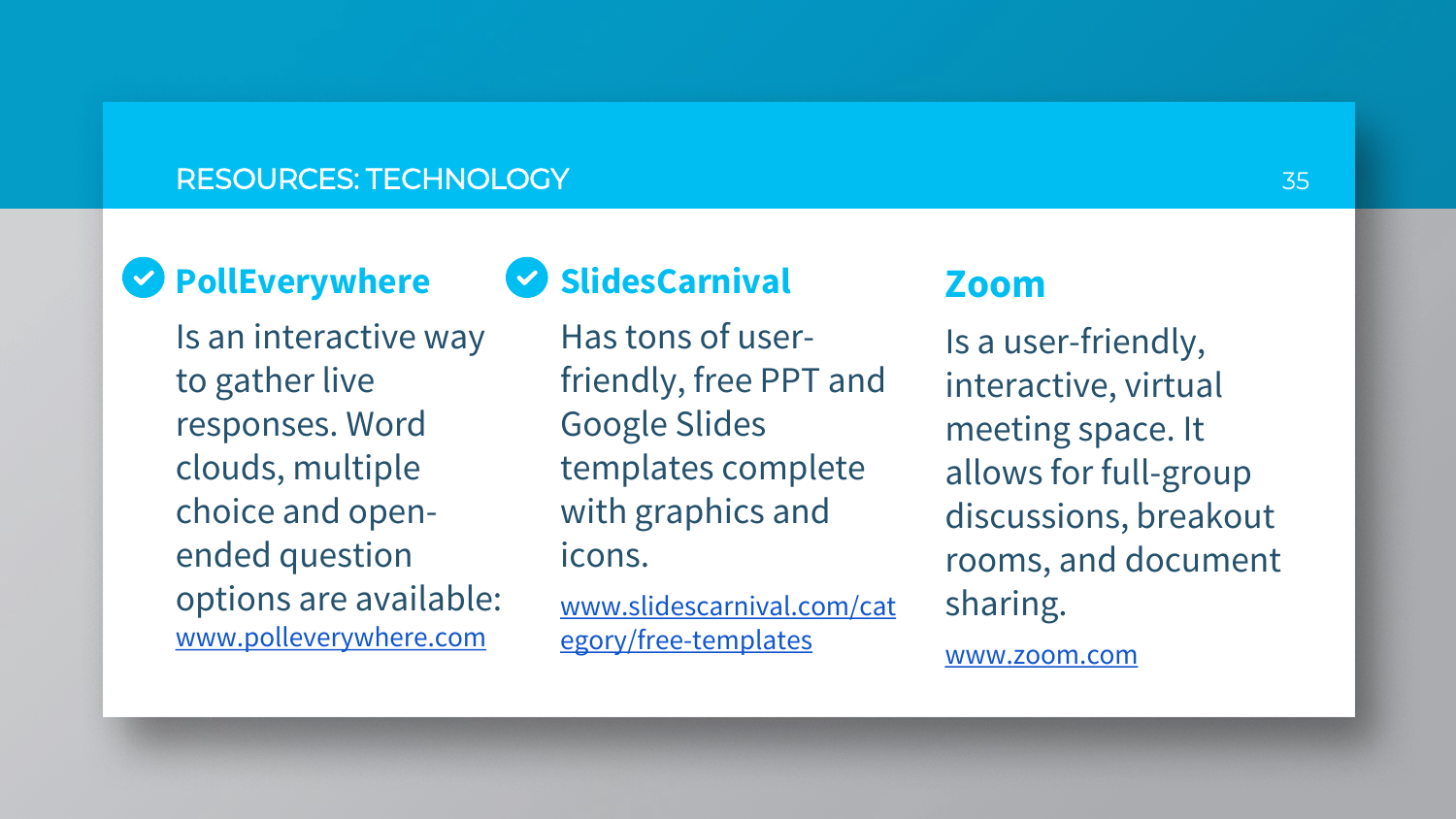# RESOURCES: TECHNOLOGY

## PollEverywhere

Is an interactive way to gather live responses. Word clouds, multiple choice and open-ended question options are available: www.polleverywhere.com

## SlidesCarnival

Has tons of user-friendly, free PPT and Google Slides templates complete with graphics and icons.

www.slidescarnival.com/category/free-templates

## Zoom

Is a user-friendly, interactive, virtual meeting space. It allows for full-group discussions, breakout rooms, and document sharing.

www.zoom.com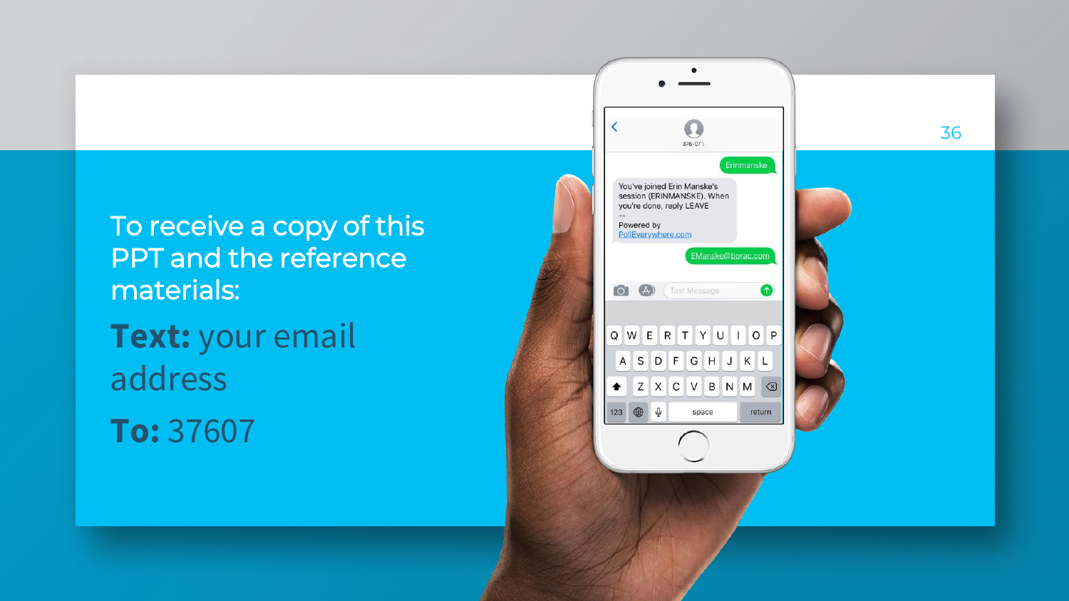To receive a copy of this PPT and the reference materials:

**Text:** your email address

**To:** 37607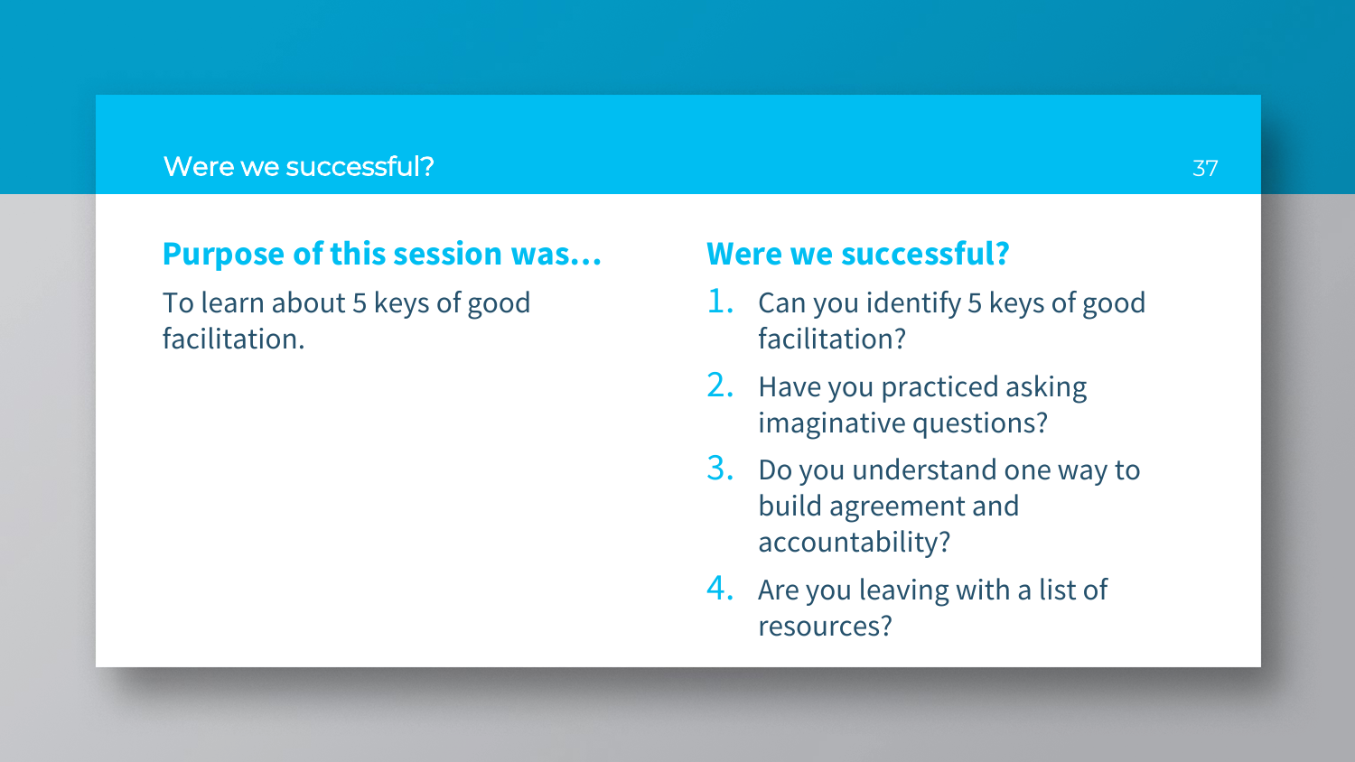# Were we successful?

## Purpose of this session was…

To learn about 5 keys of good facilitation.

## Were we successful?

1. Can you identify 5 keys of good facilitation?
2. Have you practiced asking imaginative questions?
3. Do you understand one way to build agreement and accountability?
4. Are you leaving with a list of resources?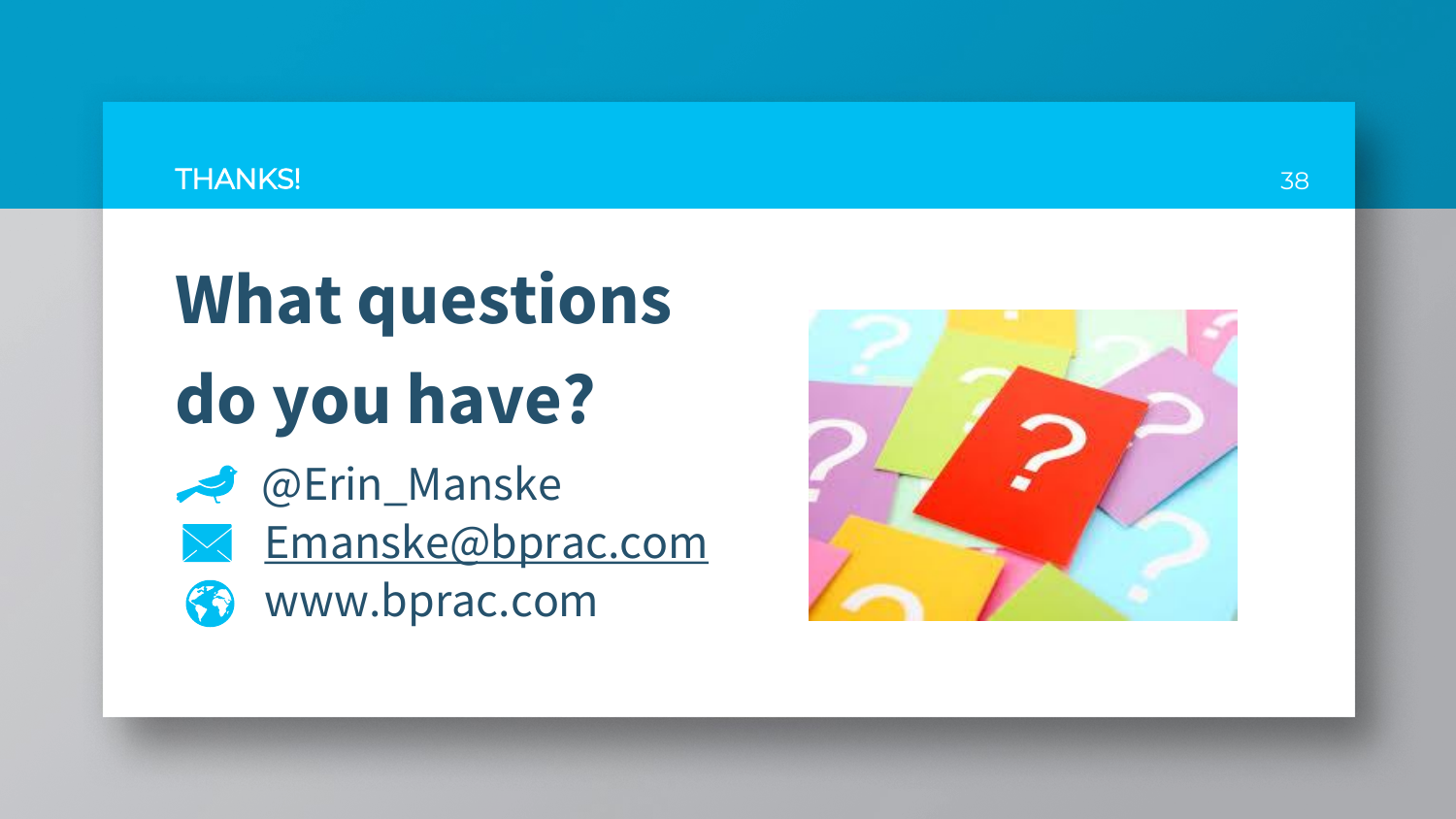THANKS!

# What questions do you have?

- @Erin_Manske
- Emanske@bprac.com
- www.bprac.com